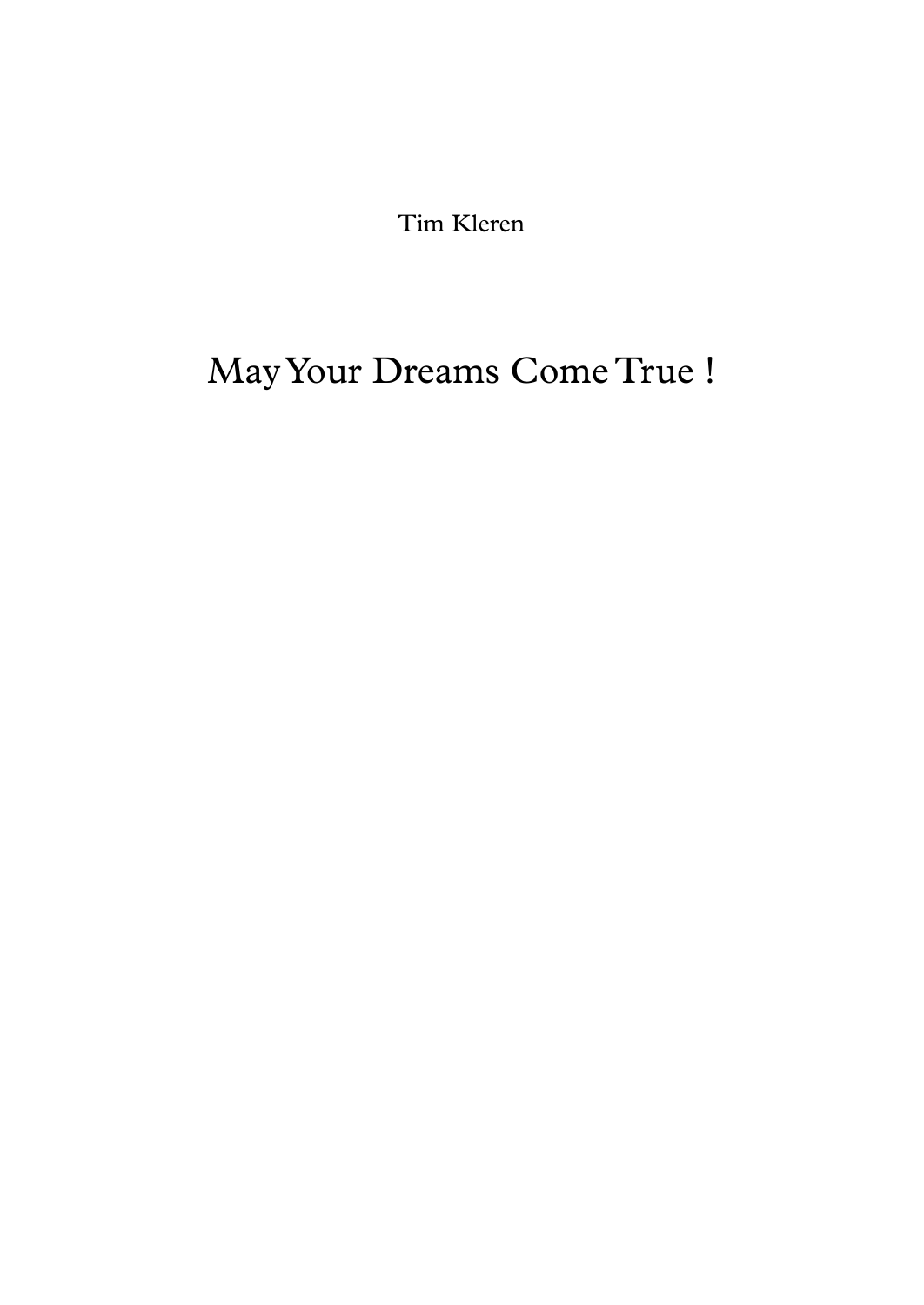Tim Kleren

# May Your Dreams Come True !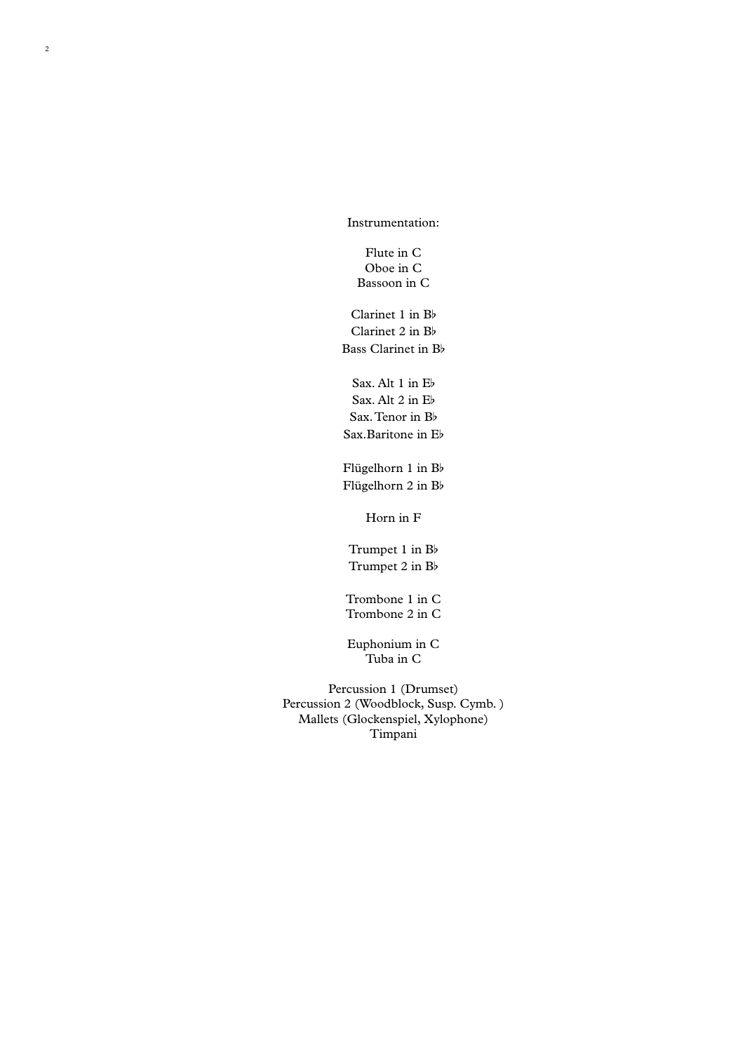Instrumentation:

Flute in C
Oboe in C
Bassoon in C

Clarinet 1 in B♭
Clarinet 2 in B♭
Bass Clarinet in B♭

Sax. Alt 1 in E♭
Sax. Alt 2 in E♭
Sax. Tenor in B♭
Sax.Baritone in E♭

Flügelhorn 1 in B♭
Flügelhorn 2 in B♭

Horn in F

Trumpet 1 in B♭
Trumpet 2 in B♭

Trombone 1 in C
Trombone 2 in C

Euphonium in C
Tuba in C

Percussion 1 (Drumset)
Percussion 2 (Woodblock, Susp. Cymb. )
Mallets (Glockenspiel, Xylophone)
Timpani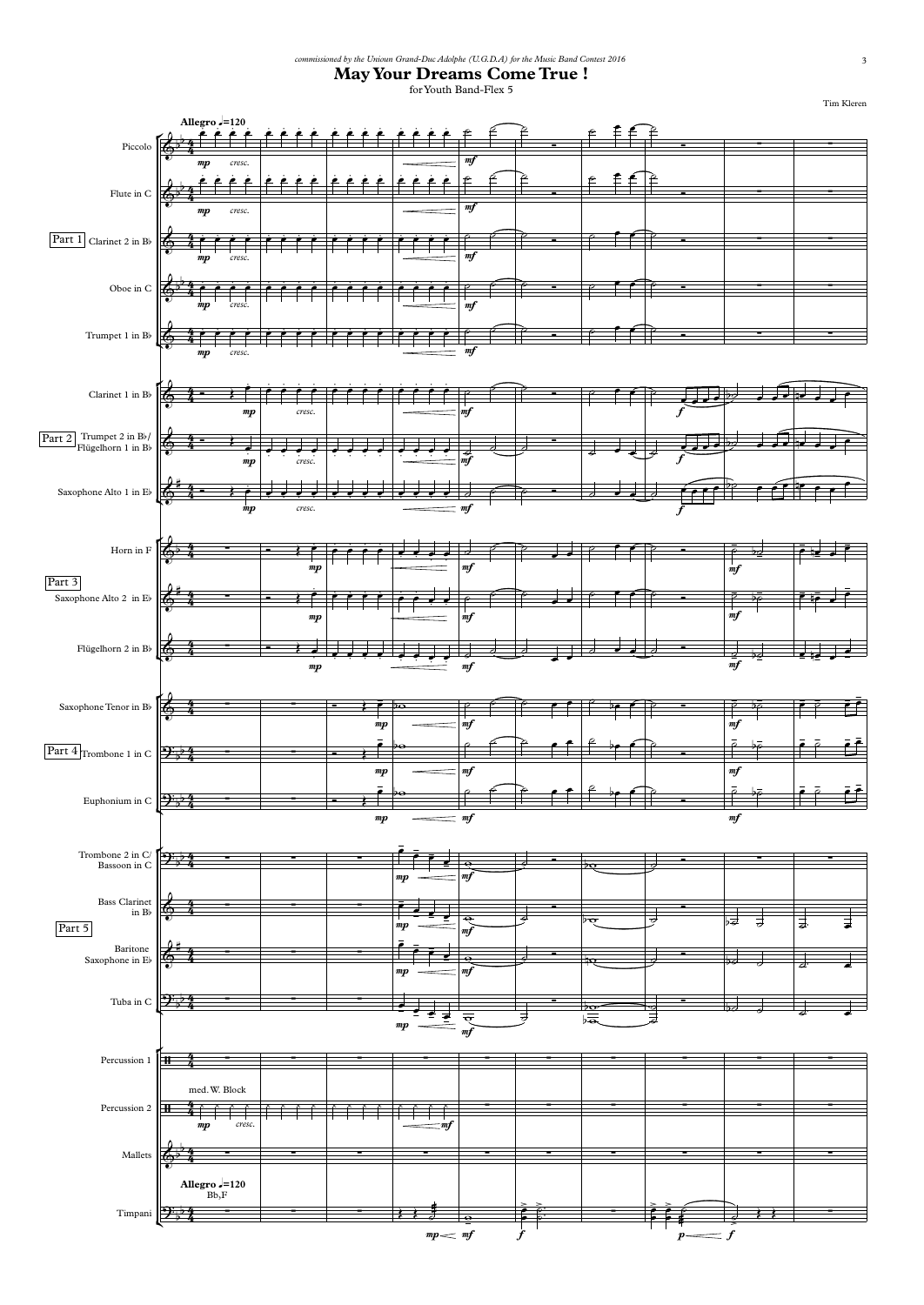*commissioned by the Unioun Grand-Duc Adolphe (U.G.D.A) for the Music Band Contest 2016*

# May Your Dreams Come True !

for Youth Band-Flex 5

Tim Kleren

**Allegro** ♩=120

Piccolo

Flute in C

Part 1 Clarinet 2 in B♭

Oboe in C

Trumpet 1 in B♭

Clarinet 1 in B♭

Part 2 Trumpet 2 in B♭/ Flügelhorn 1 in B♭

Saxophone Alto 1 in E♭

Horn in F

Part 3 Saxophone Alto 2 in E♭

Flügelhorn 2 in B♭

Saxophone Tenor in B♭

Part 4 Trombone 1 in C

Euphonium in C

Trombone 2 in C/ Bassoon in C

Bass Clarinet in B♭

Part 5 Baritone Saxophone in E♭

Tuba in C

Percussion 1

Percussion 2 (med. W. Block)

Mallets

Timpani (**Allegro** ♩=120, Bb,F)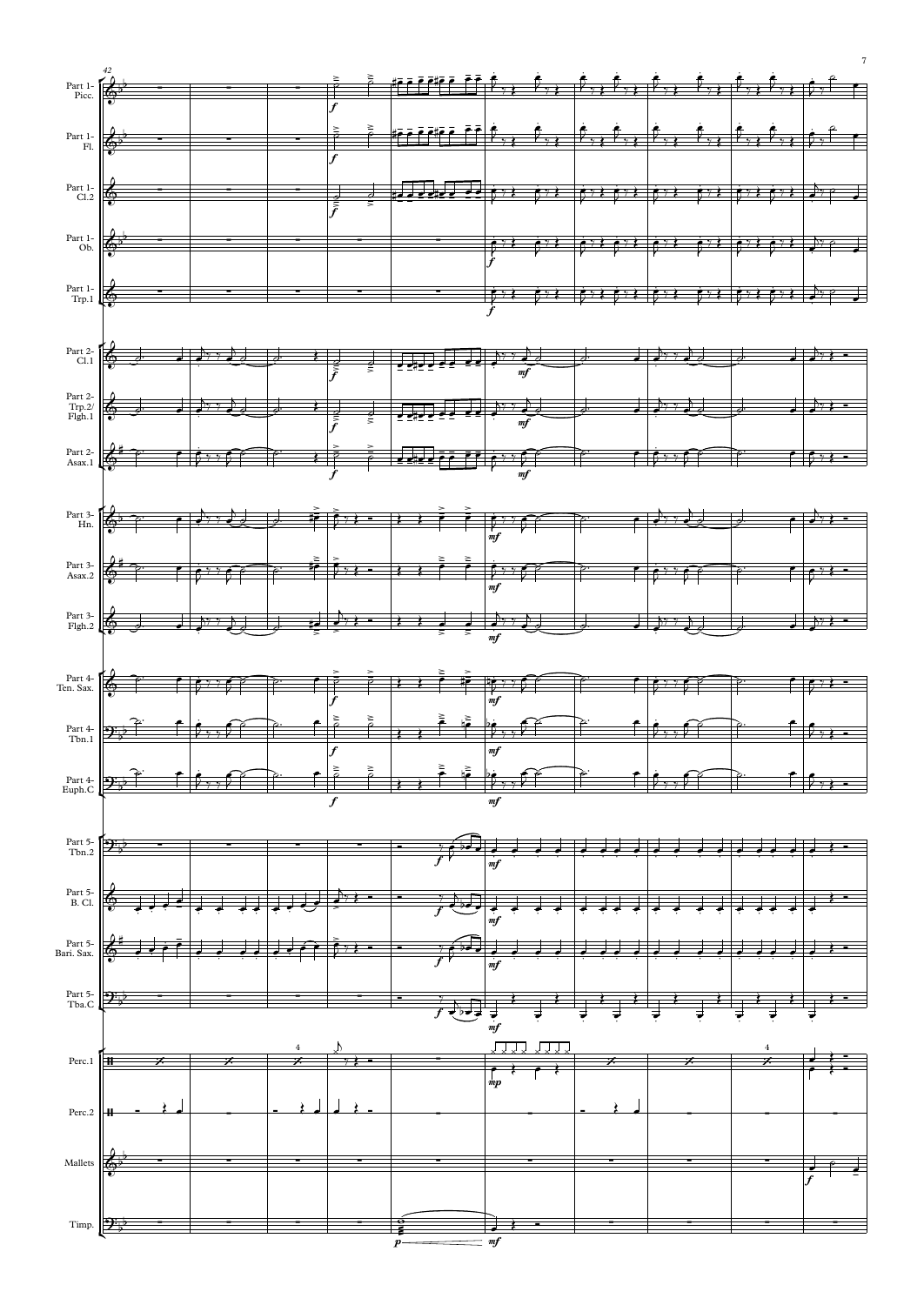42

Part 1- Picc.

Part 1- Fl.

Part 1- Cl.2

Part 1- Ob.

Part 1- Trp.1

Part 2- Cl.1

Part 2- Trp.2/ Flgh.1

Part 2- Asax.1

Part 3- Hn.

Part 3- Asax.2

Part 3- Flgh.2

Part 4- Ten. Sax.

Part 4- Tbn.1

Part 4- Euph.C

Part 5- Tbn.2

Part 5- B. Cl.

Part 5- Bari. Sax.

Part 5- Tba.C

Perc.1

Perc.2

Mallets

Timp.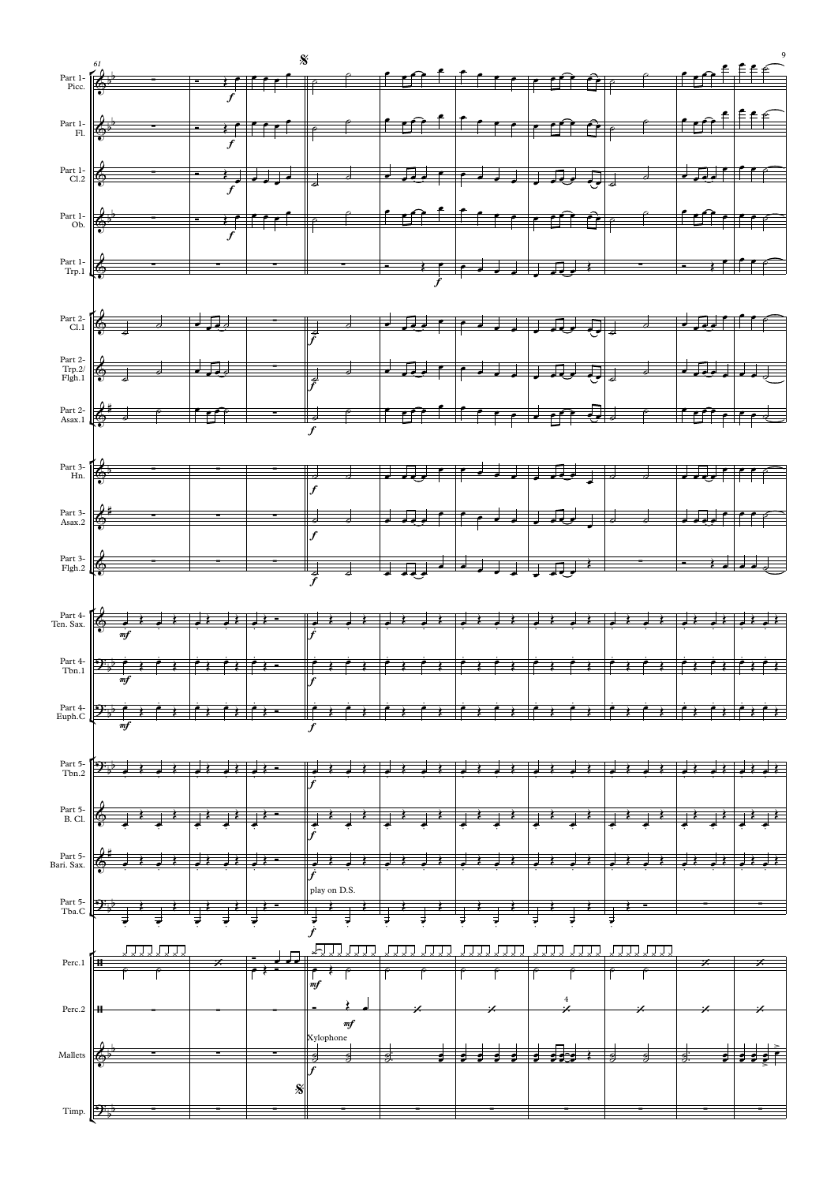Part 1- Picc.

Part 1- Fl.

Part 1- Cl.2

Part 1- Ob.

Part 1- Trp.1

Part 2- Cl.1

Part 2- Trp.2/ Flgh.1

Part 2- Asax.1

Part 3- Hn.

Part 3- Asax.2

Part 3- Flgh.2

Part 4- Ten. Sax.

Part 4- Tbn.1

Part 4- Euph.C

Part 5- Tbn.2

Part 5- B. Cl.

Part 5- Bari. Sax.

play on D.S.

Part 5- Tba.C

Perc.1

Perc.2

Mallets

Xylophone

Timp.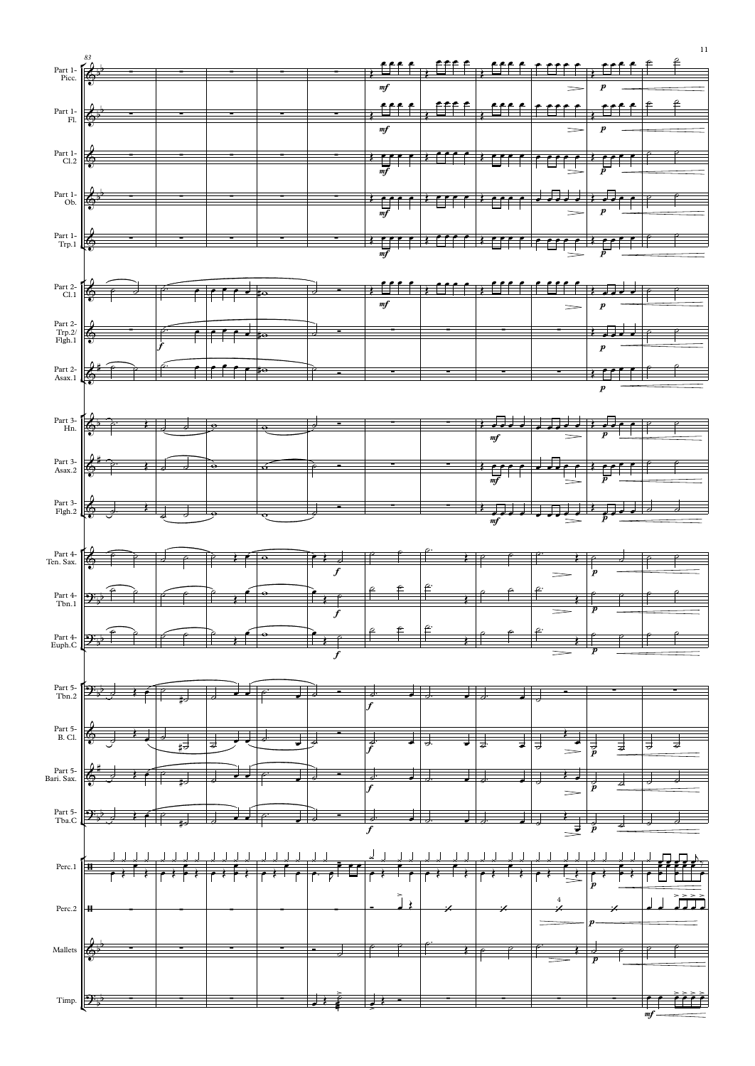83

Part 1- Picc.

Part 1- Fl.

Part 1- Cl.2

Part 1- Ob.

Part 1- Trp.1

Part 2- Cl.1

Part 2- Trp.2/ Flgh.1

Part 2- Asax.1

Part 3- Hn.

Part 3- Asax.2

Part 3- Flgh.2

Part 4- Ten. Sax.

Part 4- Tbn.1

Part 4- Euph.C

Part 5- Tbn.2

Part 5- B. Cl.

Part 5- Bari. Sax.

Part 5- Tba.C

Perc.1

Perc.2

Mallets

Timp.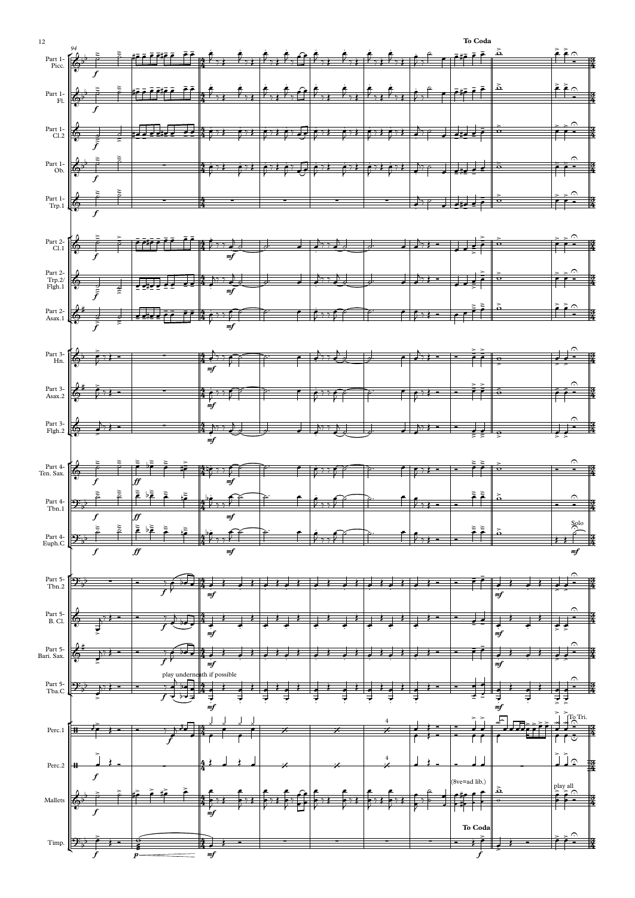**To Coda**

Part 1- Picc.

Part 1- Fl.

Part 1- Cl.2

Part 1- Ob.

Part 1- Trp.1

Part 2- Cl.1

Part 2- Trp.2/ Flgh.1

Part 2- Asax.1

Part 3- Hn.

Part 3- Asax.2

Part 3- Flgh.2

Part 4- Ten. Sax.

Part 4- Tbn.1

Part 4- Euph.C

Solo

Part 5- Tbn.2

Part 5- B. Cl.

Part 5- Bari. Sax.

play underneath if possible

Part 5- Tba.C

To Tri.

Perc.1

Perc.2

(8ve=ad lib.)

play all

Mallets

**To Coda**

Timp.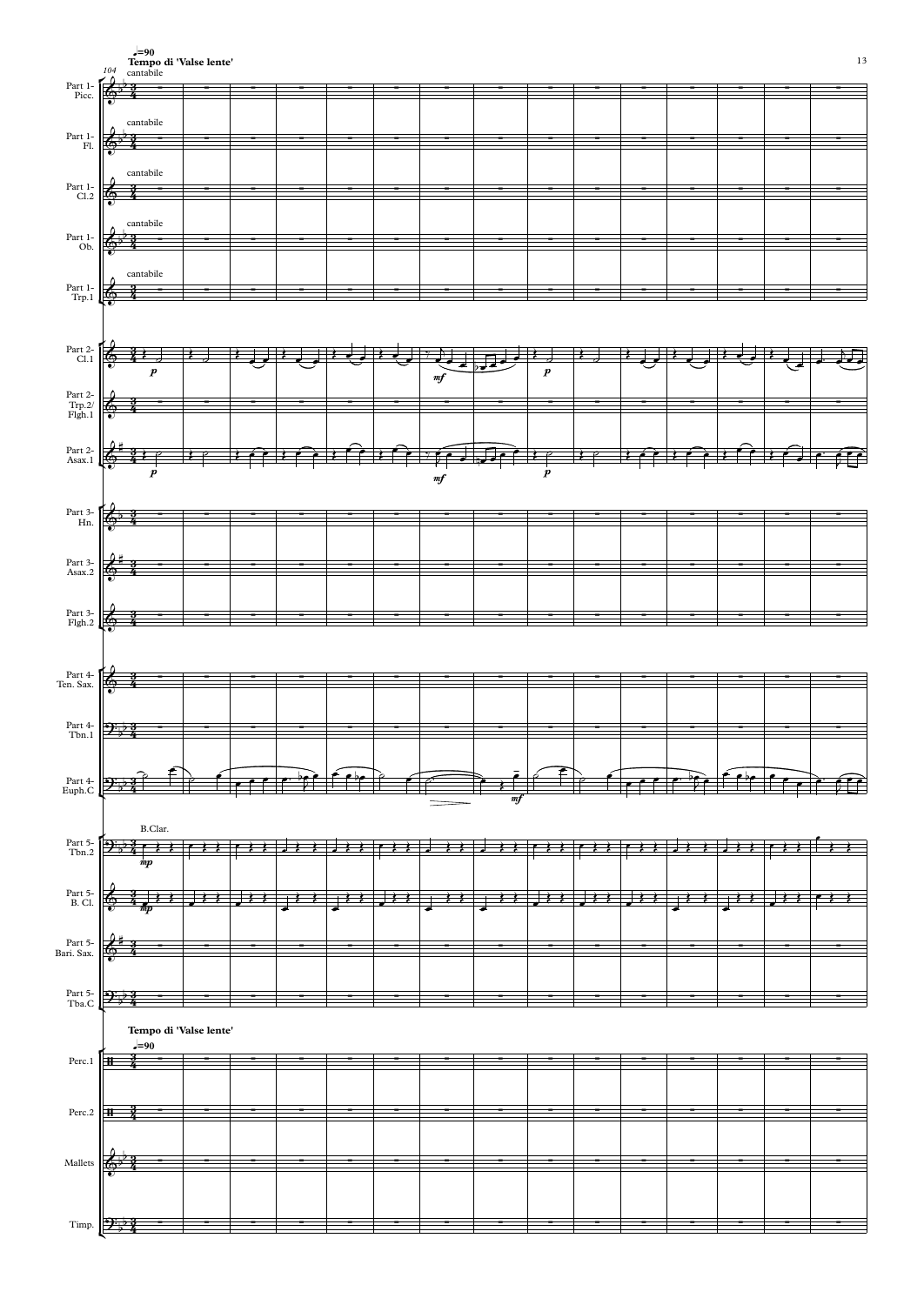♩=90
**Tempo di 'Valse lente'**

104

cantabile

Part 1- Picc.

cantabile

Part 1- Fl.

cantabile

Part 1- Cl.2

cantabile

Part 1- Ob.

cantabile

Part 1- Trp.1

Part 2- Cl.1

*p* *mf* *p*

Part 2- Trp.2/ Flgh.1

Part 2- Asax.1

*p* *mf* *p*

Part 3- Hn.

Part 3- Asax.2

Part 3- Flgh.2

Part 4- Ten. Sax.

Part 4- Tbn.1

Part 4- Euph.C

*mf*

B.Clar.

Part 5- Tbn.2

*mp*

Part 5- B. Cl.

*mp*

Part 5- Bari. Sax.

Part 5- Tba.C

**Tempo di 'Valse lente'**

♩=90

Perc.1

Perc.2

Mallets

Timp.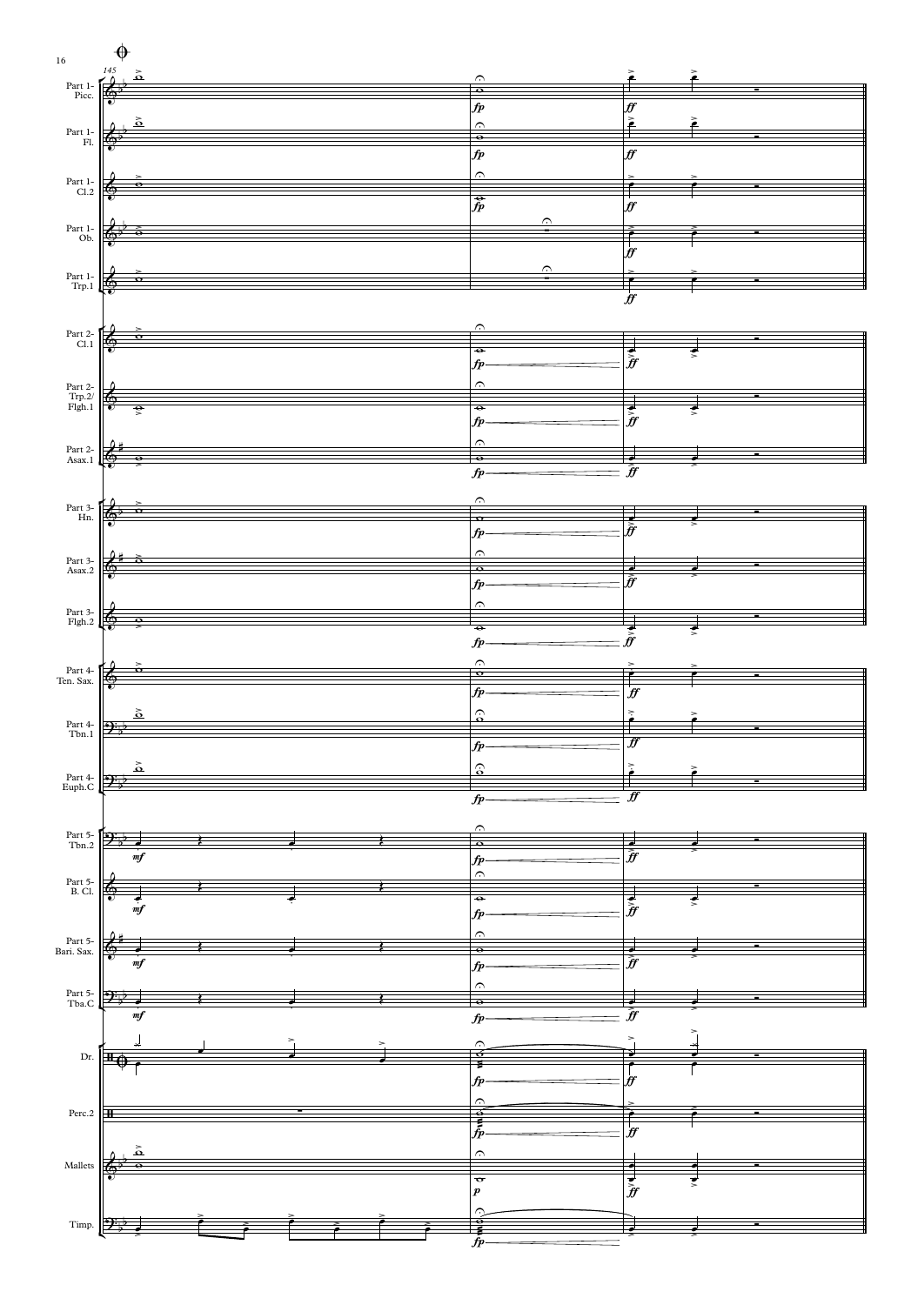145

Part 1- Picc.

Part 1- Fl.

Part 1- Cl.2

Part 1- Ob.

Part 1- Trp.1

Part 2- Cl.1

Part 2- Trp.2/ Flgh.1

Part 2- Asax.1

Part 3- Hn.

Part 3- Asax.2

Part 3- Flgh.2

Part 4- Ten. Sax.

Part 4- Tbn.1

Part 4- Euph.C

Part 5- Tbn.2

Part 5- B. Cl.

Part 5- Bari. Sax.

Part 5- Tba.C

Dr.

Perc.2

Mallets

Timp.